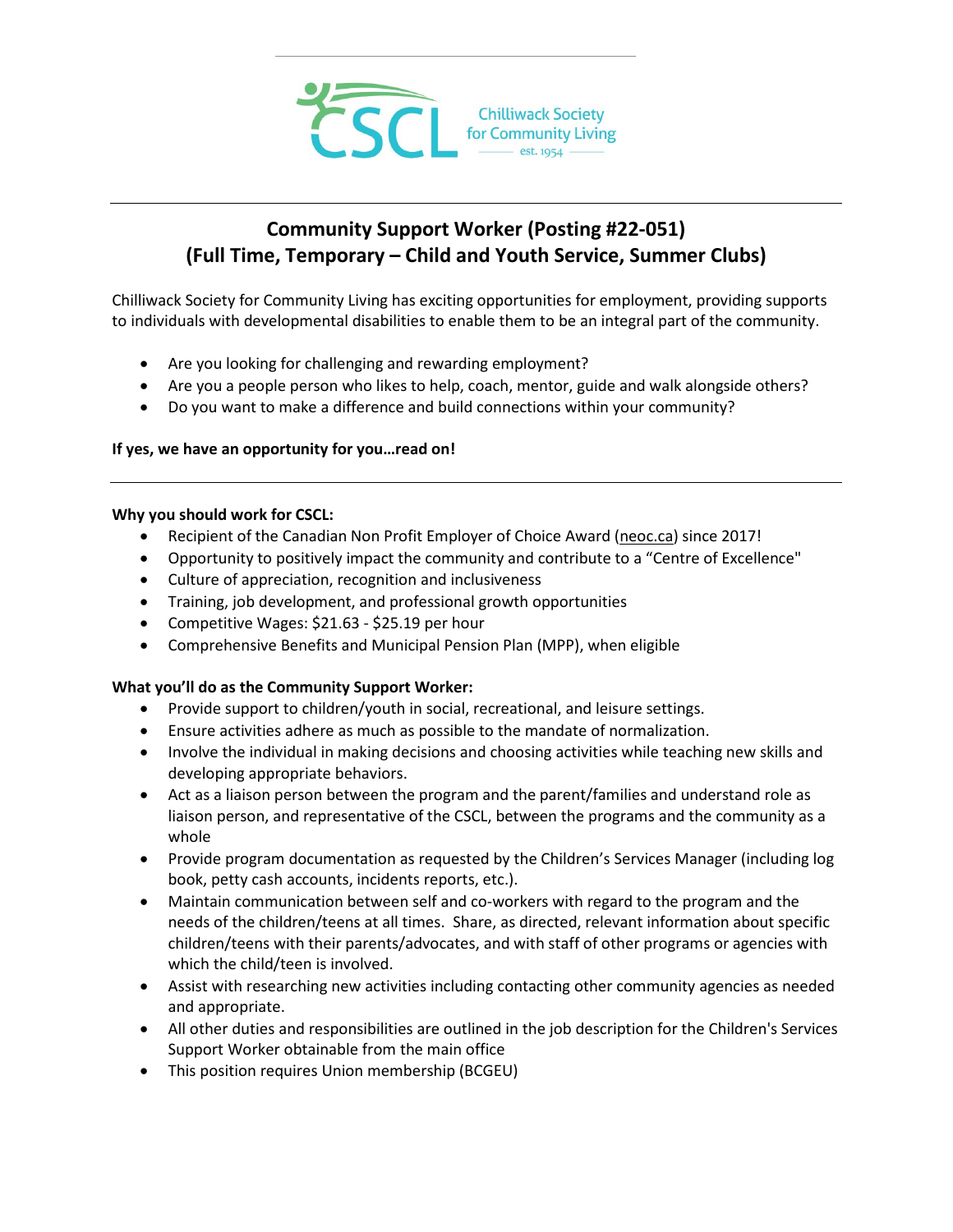Chilliwack Society for Community Living
est. 1954

# Community Support Worker (Posting #22-051)
# (Full Time, Temporary – Child and Youth Service, Summer Clubs)

Chilliwack Society for Community Living has exciting opportunities for employment, providing supports to individuals with developmental disabilities to enable them to be an integral part of the community.

- Are you looking for challenging and rewarding employment?
- Are you a people person who likes to help, coach, mentor, guide and walk alongside others?
- Do you want to make a difference and build connections within your community?

**If yes, we have an opportunity for you…read on!**

---

**Why you should work for CSCL:**

- Recipient of the Canadian Non Profit Employer of Choice Award (neoc.ca) since 2017!
- Opportunity to positively impact the community and contribute to a "Centre of Excellence"
- Culture of appreciation, recognition and inclusiveness
- Training, job development, and professional growth opportunities
- Competitive Wages: $21.63 - $25.19 per hour
- Comprehensive Benefits and Municipal Pension Plan (MPP), when eligible

**What you'll do as the Community Support Worker:**

- Provide support to children/youth in social, recreational, and leisure settings.
- Ensure activities adhere as much as possible to the mandate of normalization.
- Involve the individual in making decisions and choosing activities while teaching new skills and developing appropriate behaviors.
- Act as a liaison person between the program and the parent/families and understand role as liaison person, and representative of the CSCL, between the programs and the community as a whole
- Provide program documentation as requested by the Children's Services Manager (including log book, petty cash accounts, incidents reports, etc.).
- Maintain communication between self and co-workers with regard to the program and the needs of the children/teens at all times. Share, as directed, relevant information about specific children/teens with their parents/advocates, and with staff of other programs or agencies with which the child/teen is involved.
- Assist with researching new activities including contacting other community agencies as needed and appropriate.
- All other duties and responsibilities are outlined in the job description for the Children's Services Support Worker obtainable from the main office
- This position requires Union membership (BCGEU)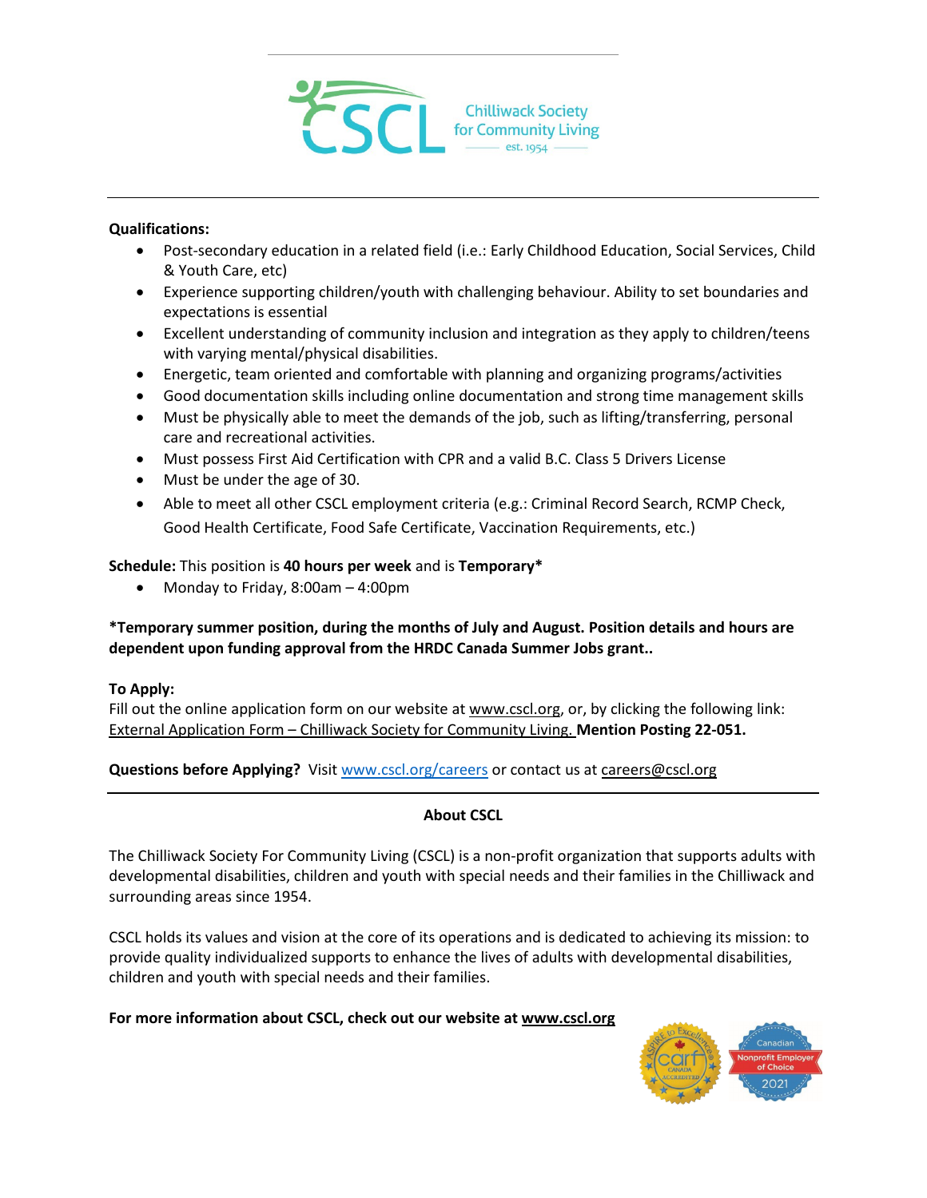**Qualifications:**

- Post-secondary education in a related field (i.e.: Early Childhood Education, Social Services, Child & Youth Care, etc)
- Experience supporting children/youth with challenging behaviour. Ability to set boundaries and expectations is essential
- Excellent understanding of community inclusion and integration as they apply to children/teens with varying mental/physical disabilities.
- Energetic, team oriented and comfortable with planning and organizing programs/activities
- Good documentation skills including online documentation and strong time management skills
- Must be physically able to meet the demands of the job, such as lifting/transferring, personal care and recreational activities.
- Must possess First Aid Certification with CPR and a valid B.C. Class 5 Drivers License
- Must be under the age of 30.
- Able to meet all other CSCL employment criteria (e.g.: Criminal Record Search, RCMP Check, Good Health Certificate, Food Safe Certificate, Vaccination Requirements, etc.)

**Schedule:** This position is **40 hours per week** and is **Temporary***

- Monday to Friday, 8:00am – 4:00pm

***Temporary summer position, during the months of July and August. Position details and hours are dependent upon funding approval from the HRDC Canada Summer Jobs grant..**

**To Apply:**
Fill out the online application form on our website at www.cscl.org, or, by clicking the following link: External Application Form – Chilliwack Society for Community Living. **Mention Posting 22-051.**

**Questions before Applying?** Visit www.cscl.org/careers or contact us at careers@cscl.org

**About CSCL**

The Chilliwack Society For Community Living (CSCL) is a non-profit organization that supports adults with developmental disabilities, children and youth with special needs and their families in the Chilliwack and surrounding areas since 1954.

CSCL holds its values and vision at the core of its operations and is dedicated to achieving its mission: to provide quality individualized supports to enhance the lives of adults with developmental disabilities, children and youth with special needs and their families.

**For more information about CSCL, check out our website at www.cscl.org**